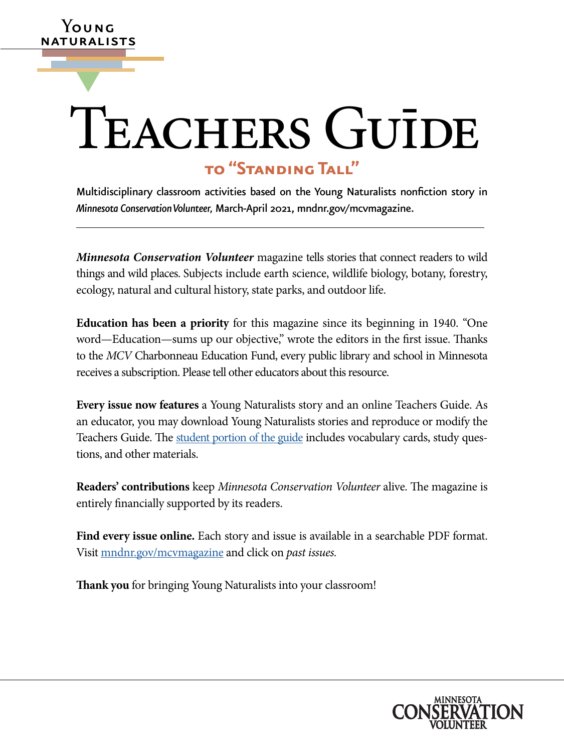Young Naturalists

# Teachers Guide

## to "Standing Tall"

Multidisciplinary classroom activities based on the Young Naturalists nonfiction story in *Minnesota Conservation Volunteer,* March-April 2021, mndnr.gov/mcvmagazine.

---

***Minnesota Conservation Volunteer*** magazine tells stories that connect readers to wild things and wild places. Subjects include earth science, wildlife biology, botany, forestry, ecology, natural and cultural history, state parks, and outdoor life.

**Education has been a priority** for this magazine since its beginning in 1940. "One word—Education—sums up our objective," wrote the editors in the first issue. Thanks to the *MCV* Charbonneau Education Fund, every public library and school in Minnesota receives a subscription. Please tell other educators about this resource.

**Every issue now features** a Young Naturalists story and an online Teachers Guide. As an educator, you may download Young Naturalists stories and reproduce or modify the Teachers Guide. The student portion of the guide includes vocabulary cards, study questions, and other materials.

**Readers' contributions** keep *Minnesota Conservation Volunteer* alive. The magazine is entirely financially supported by its readers.

**Find every issue online.** Each story and issue is available in a searchable PDF format. Visit mndnr.gov/mcvmagazine and click on *past issues.*

**Thank you** for bringing Young Naturalists into your classroom!

Minnesota Conservation Volunteer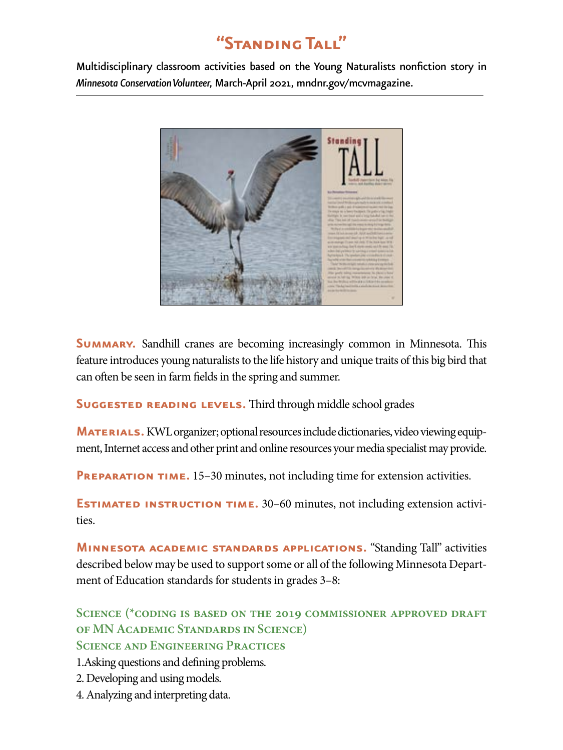# "Standing Tall"

Multidisciplinary classroom activities based on the Young Naturalists nonfiction story in *Minnesota Conservation Volunteer,* March-April 2021, mndnr.gov/mcvmagazine.

---

**Summary.** Sandhill cranes are becoming increasingly common in Minnesota. This feature introduces young naturalists to the life history and unique traits of this big bird that can often be seen in farm fields in the spring and summer.

**Suggested reading levels.** Third through middle school grades

**Materials.** KWL organizer; optional resources include dictionaries, video viewing equipment, Internet access and other print and online resources your media specialist may provide.

**Preparation time.** 15–30 minutes, not including time for extension activities.

**Estimated instruction time.** 30–60 minutes, not including extension activities.

**Minnesota academic standards applications.** "Standing Tall" activities described below may be used to support some or all of the following Minnesota Department of Education standards for students in grades 3–8:

### Science (*coding is based on the 2019 commissioner approved draft of MN Academic Standards in Science)

### Science and Engineering Practices

1. Asking questions and defining problems.
2. Developing and using models.
4. Analyzing and interpreting data.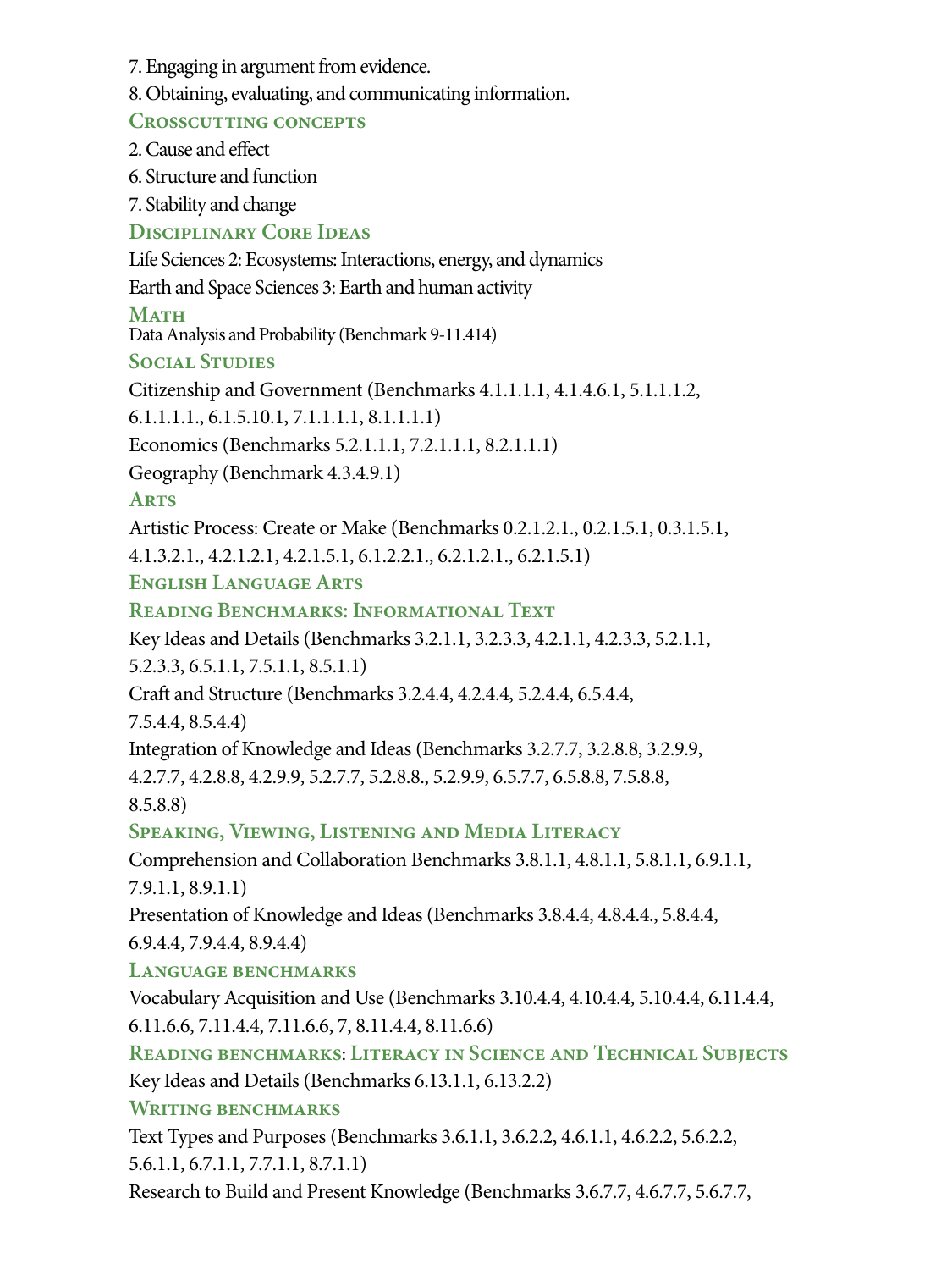7. Engaging in argument from evidence.

8. Obtaining, evaluating, and communicating information.

### Crosscutting concepts

2. Cause and effect

6. Structure and function

7. Stability and change

### Disciplinary Core Ideas

Life Sciences 2: Ecosystems: Interactions, energy, and dynamics

Earth and Space Sciences 3: Earth and human activity

### Math

Data Analysis and Probability (Benchmark 9-11.414)

### Social Studies

Citizenship and Government (Benchmarks 4.1.1.1.1, 4.1.4.6.1, 5.1.1.1.2, 6.1.1.1.1., 6.1.5.10.1, 7.1.1.1.1, 8.1.1.1.1)

Economics (Benchmarks 5.2.1.1.1, 7.2.1.1.1, 8.2.1.1.1)

Geography (Benchmark 4.3.4.9.1)

### Arts

Artistic Process: Create or Make (Benchmarks 0.2.1.2.1., 0.2.1.5.1, 0.3.1.5.1, 4.1.3.2.1., 4.2.1.2.1, 4.2.1.5.1, 6.1.2.2.1., 6.2.1.2.1., 6.2.1.5.1)

### English Language Arts

### Reading Benchmarks: Informational Text

Key Ideas and Details (Benchmarks 3.2.1.1, 3.2.3.3, 4.2.1.1, 4.2.3.3, 5.2.1.1, 5.2.3.3, 6.5.1.1, 7.5.1.1, 8.5.1.1)

Craft and Structure (Benchmarks 3.2.4.4, 4.2.4.4, 5.2.4.4, 6.5.4.4, 7.5.4.4, 8.5.4.4)

Integration of Knowledge and Ideas (Benchmarks 3.2.7.7, 3.2.8.8, 3.2.9.9, 4.2.7.7, 4.2.8.8, 4.2.9.9, 5.2.7.7, 5.2.8.8., 5.2.9.9, 6.5.7.7, 6.5.8.8, 7.5.8.8, 8.5.8.8)

### Speaking, Viewing, Listening and Media Literacy

Comprehension and Collaboration Benchmarks 3.8.1.1, 4.8.1.1, 5.8.1.1, 6.9.1.1, 7.9.1.1, 8.9.1.1)

Presentation of Knowledge and Ideas (Benchmarks 3.8.4.4, 4.8.4.4., 5.8.4.4, 6.9.4.4, 7.9.4.4, 8.9.4.4)

### Language benchmarks

Vocabulary Acquisition and Use (Benchmarks 3.10.4.4, 4.10.4.4, 5.10.4.4, 6.11.4.4, 6.11.6.6, 7.11.4.4, 7.11.6.6, 7, 8.11.4.4, 8.11.6.6)

### Reading benchmarks: Literacy in Science and Technical Subjects

Key Ideas and Details (Benchmarks 6.13.1.1, 6.13.2.2)

### Writing benchmarks

Text Types and Purposes (Benchmarks 3.6.1.1, 3.6.2.2, 4.6.1.1, 4.6.2.2, 5.6.2.2, 5.6.1.1, 6.7.1.1, 7.7.1.1, 8.7.1.1)

Research to Build and Present Knowledge (Benchmarks 3.6.7.7, 4.6.7.7, 5.6.7.7,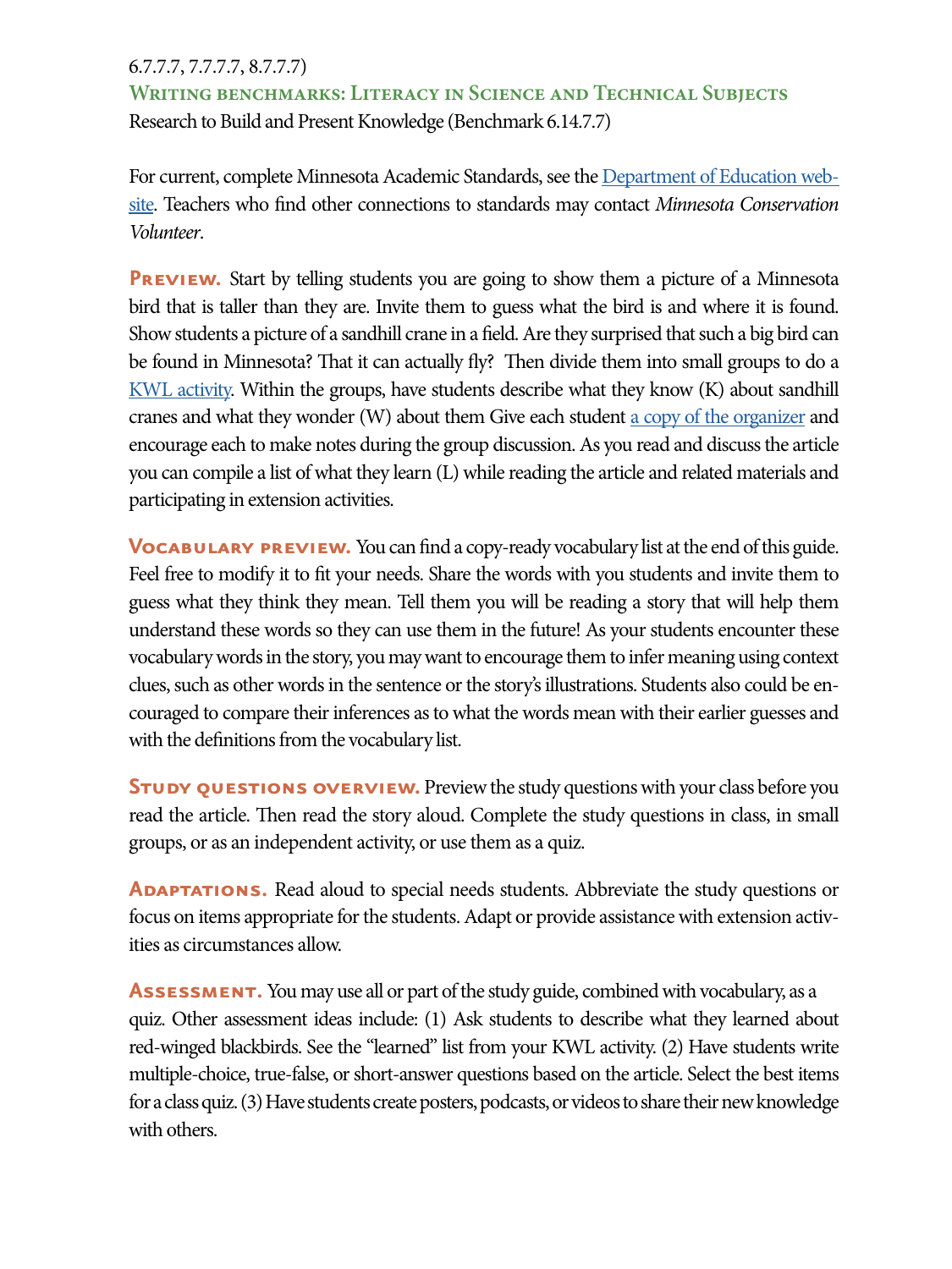6.7.7.7, 7.7.7.7, 8.7.7.7)

## Writing benchmarks: Literacy in Science and Technical Subjects

Research to Build and Present Knowledge (Benchmark 6.14.7.7)

For current, complete Minnesota Academic Standards, see the [Department of Education website](). Teachers who find other connections to standards may contact *Minnesota Conservation Volunteer*.

**Preview.** Start by telling students you are going to show them a picture of a Minnesota bird that is taller than they are. Invite them to guess what the bird is and where it is found. Show students a picture of a sandhill crane in a field. Are they surprised that such a big bird can be found in Minnesota? That it can actually fly? Then divide them into small groups to do a [KWL activity](). Within the groups, have students describe what they know (K) about sandhill cranes and what they wonder (W) about them Give each student [a copy of the organizer]() and encourage each to make notes during the group discussion. As you read and discuss the article you can compile a list of what they learn (L) while reading the article and related materials and participating in extension activities.

**Vocabulary preview.** You can find a copy-ready vocabulary list at the end of this guide. Feel free to modify it to fit your needs. Share the words with you students and invite them to guess what they think they mean. Tell them you will be reading a story that will help them understand these words so they can use them in the future! As your students encounter these vocabulary words in the story, you may want to encourage them to infer meaning using context clues, such as other words in the sentence or the story's illustrations. Students also could be encouraged to compare their inferences as to what the words mean with their earlier guesses and with the definitions from the vocabulary list.

**Study questions overview.** Preview the study questions with your class before you read the article. Then read the story aloud. Complete the study questions in class, in small groups, or as an independent activity, or use them as a quiz.

**Adaptations.** Read aloud to special needs students. Abbreviate the study questions or focus on items appropriate for the students. Adapt or provide assistance with extension activities as circumstances allow.

**Assessment.** You may use all or part of the study guide, combined with vocabulary, as a quiz. Other assessment ideas include: (1) Ask students to describe what they learned about red-winged blackbirds. See the "learned" list from your KWL activity. (2) Have students write multiple-choice, true-false, or short-answer questions based on the article. Select the best items for a class quiz. (3) Have students create posters, podcasts, or videos to share their new knowledge with others.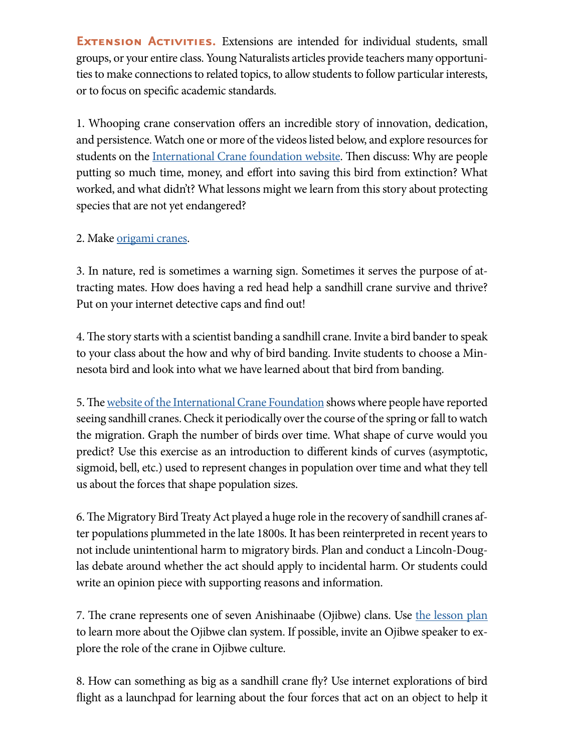**Extension Activities.** Extensions are intended for individual students, small groups, or your entire class. Young Naturalists articles provide teachers many opportunities to make connections to related topics, to allow students to follow particular interests, or to focus on specific academic standards.

1. Whooping crane conservation offers an incredible story of innovation, dedication, and persistence. Watch one or more of the videos listed below, and explore resources for students on the International Crane foundation website. Then discuss: Why are people putting so much time, money, and effort into saving this bird from extinction? What worked, and what didn't? What lessons might we learn from this story about protecting species that are not yet endangered?

2. Make origami cranes.

3. In nature, red is sometimes a warning sign. Sometimes it serves the purpose of attracting mates. How does having a red head help a sandhill crane survive and thrive? Put on your internet detective caps and find out!

4. The story starts with a scientist banding a sandhill crane. Invite a bird bander to speak to your class about the how and why of bird banding. Invite students to choose a Minnesota bird and look into what we have learned about that bird from banding.

5. The website of the International Crane Foundation shows where people have reported seeing sandhill cranes. Check it periodically over the course of the spring or fall to watch the migration. Graph the number of birds over time. What shape of curve would you predict? Use this exercise as an introduction to different kinds of curves (asymptotic, sigmoid, bell, etc.) used to represent changes in population over time and what they tell us about the forces that shape population sizes.

6. The Migratory Bird Treaty Act played a huge role in the recovery of sandhill cranes after populations plummeted in the late 1800s. It has been reinterpreted in recent years to not include unintentional harm to migratory birds. Plan and conduct a Lincoln-Douglas debate around whether the act should apply to incidental harm. Or students could write an opinion piece with supporting reasons and information.

7. The crane represents one of seven Anishinaabe (Ojibwe) clans. Use the lesson plan to learn more about the Ojibwe clan system. If possible, invite an Ojibwe speaker to explore the role of the crane in Ojibwe culture.

8. How can something as big as a sandhill crane fly? Use internet explorations of bird flight as a launchpad for learning about the four forces that act on an object to help it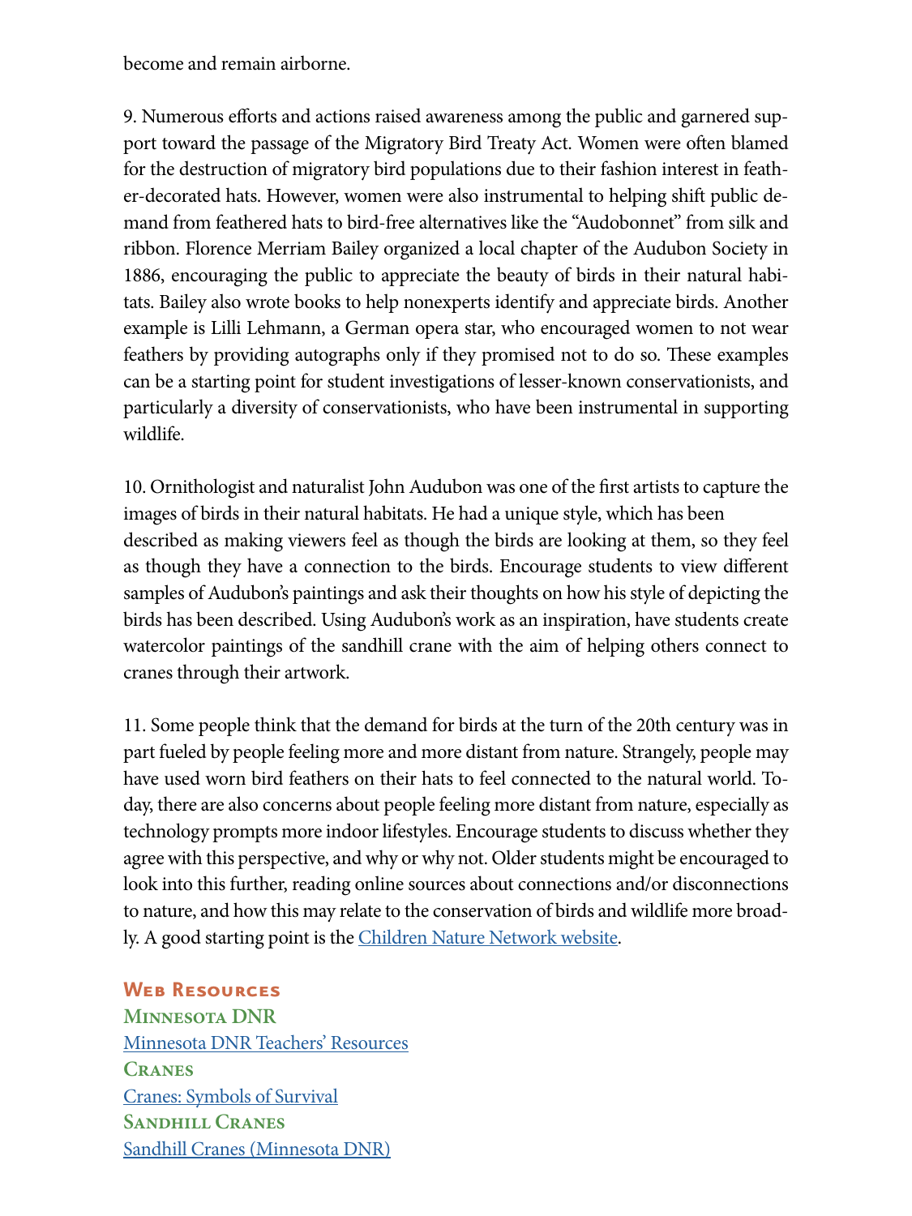become and remain airborne.

9. Numerous efforts and actions raised awareness among the public and garnered support toward the passage of the Migratory Bird Treaty Act. Women were often blamed for the destruction of migratory bird populations due to their fashion interest in feather-decorated hats. However, women were also instrumental to helping shift public demand from feathered hats to bird-free alternatives like the "Audobonnet" from silk and ribbon. Florence Merriam Bailey organized a local chapter of the Audubon Society in 1886, encouraging the public to appreciate the beauty of birds in their natural habitats. Bailey also wrote books to help nonexperts identify and appreciate birds. Another example is Lilli Lehmann, a German opera star, who encouraged women to not wear feathers by providing autographs only if they promised not to do so. These examples can be a starting point for student investigations of lesser-known conservationists, and particularly a diversity of conservationists, who have been instrumental in supporting wildlife.

10. Ornithologist and naturalist John Audubon was one of the first artists to capture the images of birds in their natural habitats. He had a unique style, which has been described as making viewers feel as though the birds are looking at them, so they feel as though they have a connection to the birds. Encourage students to view different samples of Audubon's paintings and ask their thoughts on how his style of depicting the birds has been described. Using Audubon's work as an inspiration, have students create watercolor paintings of the sandhill crane with the aim of helping others connect to cranes through their artwork.

11. Some people think that the demand for birds at the turn of the 20th century was in part fueled by people feeling more and more distant from nature. Strangely, people may have used worn bird feathers on their hats to feel connected to the natural world. Today, there are also concerns about people feeling more distant from nature, especially as technology prompts more indoor lifestyles. Encourage students to discuss whether they agree with this perspective, and why or why not. Older students might be encouraged to look into this further, reading online sources about connections and/or disconnections to nature, and how this may relate to the conservation of birds and wildlife more broadly. A good starting point is the Children Nature Network website.

## Web Resources

### Minnesota DNR

Minnesota DNR Teachers' Resources

### Cranes

Cranes: Symbols of Survival

### Sandhill Cranes

Sandhill Cranes (Minnesota DNR)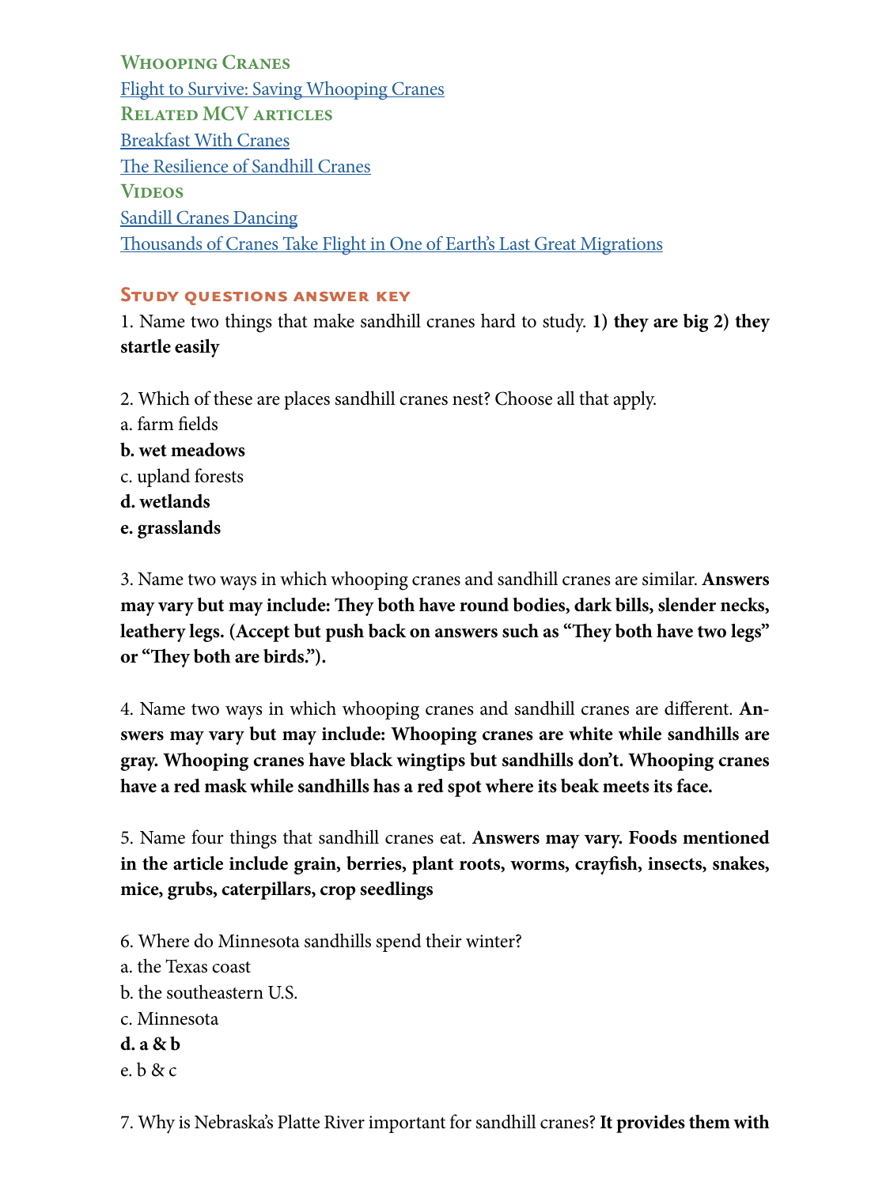### Whooping Cranes

Flight to Survive: Saving Whooping Cranes

### Related MCV articles

Breakfast With Cranes

The Resilience of Sandhill Cranes

### Videos

Sandill Cranes Dancing

Thousands of Cranes Take Flight in One of Earth's Last Great Migrations

## Study questions answer key

1. Name two things that make sandhill cranes hard to study. **1) they are big 2) they startle easily**

2. Which of these are places sandhill cranes nest? Choose all that apply.

a. farm fields

**b. wet meadows**

c. upland forests

**d. wetlands**

**e. grasslands**

3. Name two ways in which whooping cranes and sandhill cranes are similar. **Answers may vary but may include: They both have round bodies, dark bills, slender necks, leathery legs. (Accept but push back on answers such as "They both have two legs" or "They both are birds.").**

4. Name two ways in which whooping cranes and sandhill cranes are different. **Answers may vary but may include: Whooping cranes are white while sandhills are gray. Whooping cranes have black wingtips but sandhills don't. Whooping cranes have a red mask while sandhills has a red spot where its beak meets its face.**

5. Name four things that sandhill cranes eat. **Answers may vary. Foods mentioned in the article include grain, berries, plant roots, worms, crayfish, insects, snakes, mice, grubs, caterpillars, crop seedlings**

6. Where do Minnesota sandhills spend their winter?

a. the Texas coast

b. the southeastern U.S.

c. Minnesota

**d. a & b**

e. b & c

7. Why is Nebraska's Platte River important for sandhill cranes? **It provides them with**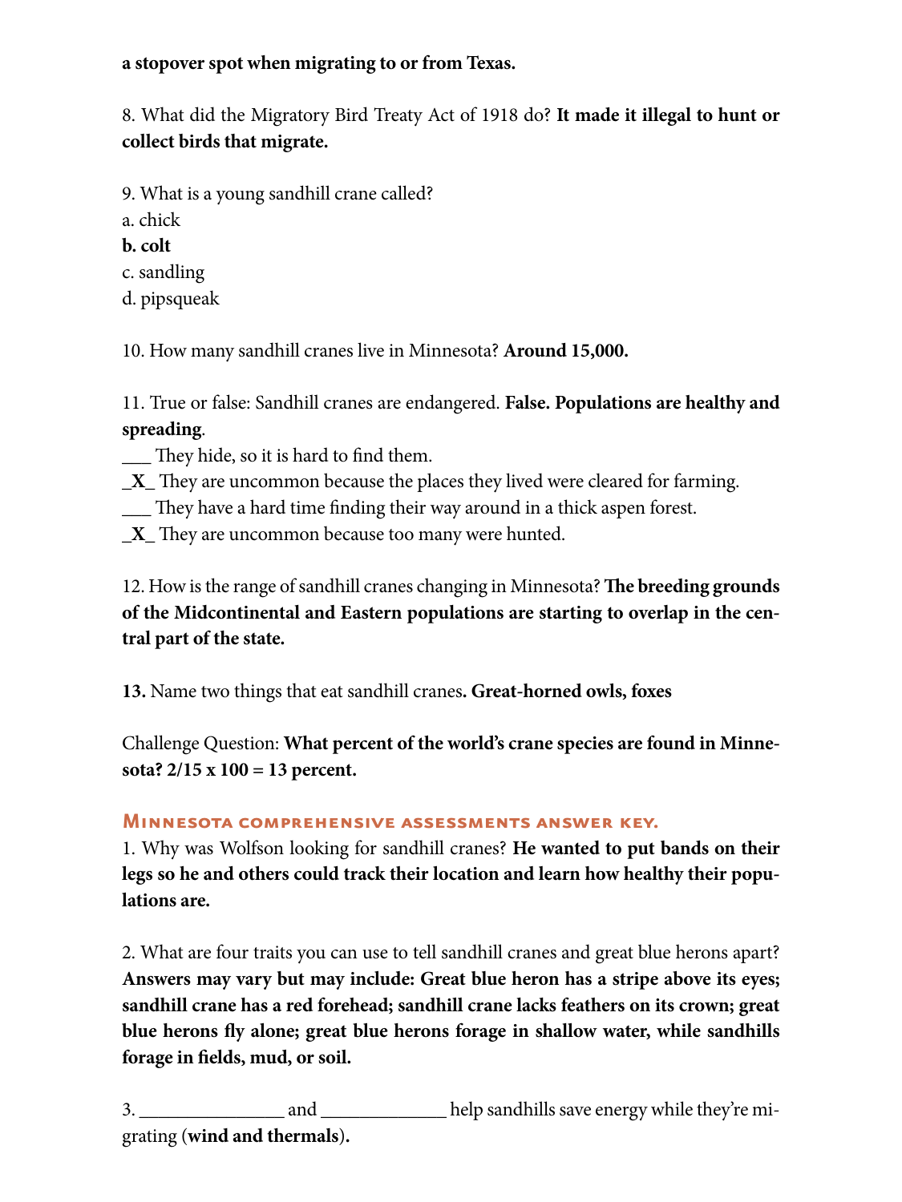**a stopover spot when migrating to or from Texas.**

8. What did the Migratory Bird Treaty Act of 1918 do? **It made it illegal to hunt or collect birds that migrate.**

9. What is a young sandhill crane called?
a. chick
**b. colt**
c. sandling
d. pipsqueak

10. How many sandhill cranes live in Minnesota? **Around 15,000.**

11. True or false: Sandhill cranes are endangered. **False. Populations are healthy and spreading**.
___ They hide, so it is hard to find them.
_**X**_ They are uncommon because the places they lived were cleared for farming.
___ They have a hard time finding their way around in a thick aspen forest.
_**X**_ They are uncommon because too many were hunted.

12. How is the range of sandhill cranes changing in Minnesota? **The breeding grounds of the Midcontinental and Eastern populations are starting to overlap in the central part of the state.**

**13.** Name two things that eat sandhill cranes**. Great-horned owls, foxes**

Challenge Question: **What percent of the world's crane species are found in Minnesota? 2/15 x 100 = 13 percent.**

## Minnesota comprehensive assessments answer key.

1. Why was Wolfson looking for sandhill cranes? **He wanted to put bands on their legs so he and others could track their location and learn how healthy their populations are.**

2. What are four traits you can use to tell sandhill cranes and great blue herons apart? **Answers may vary but may include: Great blue heron has a stripe above its eyes; sandhill crane has a red forehead; sandhill crane lacks feathers on its crown; great blue herons fly alone; great blue herons forage in shallow water, while sandhills forage in fields, mud, or soil.**

3. _______________ and _____________ help sandhills save energy while they're migrating (**wind and thermals**).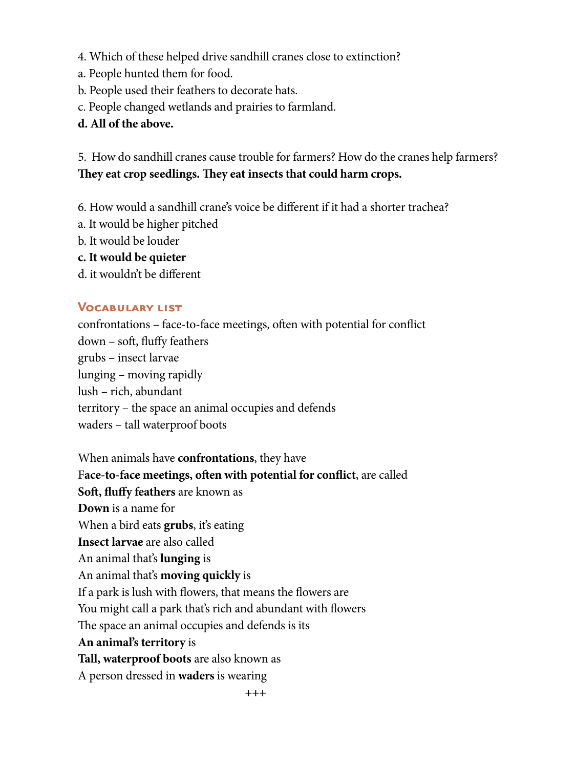4. Which of these helped drive sandhill cranes close to extinction?
a. People hunted them for food.
b. People used their feathers to decorate hats.
c. People changed wetlands and prairies to farmland.
**d. All of the above.**

5. How do sandhill cranes cause trouble for farmers? How do the cranes help farmers?
**They eat crop seedlings. They eat insects that could harm crops.**

6. How would a sandhill crane's voice be different if it had a shorter trachea?
a. It would be higher pitched
b. It would be louder
**c. It would be quieter**
d. it wouldn't be different

## Vocabulary list

confrontations – face-to-face meetings, often with potential for conflict
down – soft, fluffy feathers
grubs – insect larvae
lunging – moving rapidly
lush – rich, abundant
territory – the space an animal occupies and defends
waders – tall waterproof boots

When animals have **confrontations**, they have
F**ace-to-face meetings, often with potential for conflict**, are called
**Soft, fluffy feathers** are known as
**Down** is a name for
When a bird eats **grubs**, it's eating
**Insect larvae** are also called
An animal that's **lunging** is
An animal that's **moving quickly** is
If a park is lush with flowers, that means the flowers are
You might call a park that's rich and abundant with flowers
The space an animal occupies and defends is its
**An animal's territory** is
**Tall, waterproof boots** are also known as
A person dressed in **waders** is wearing

+++